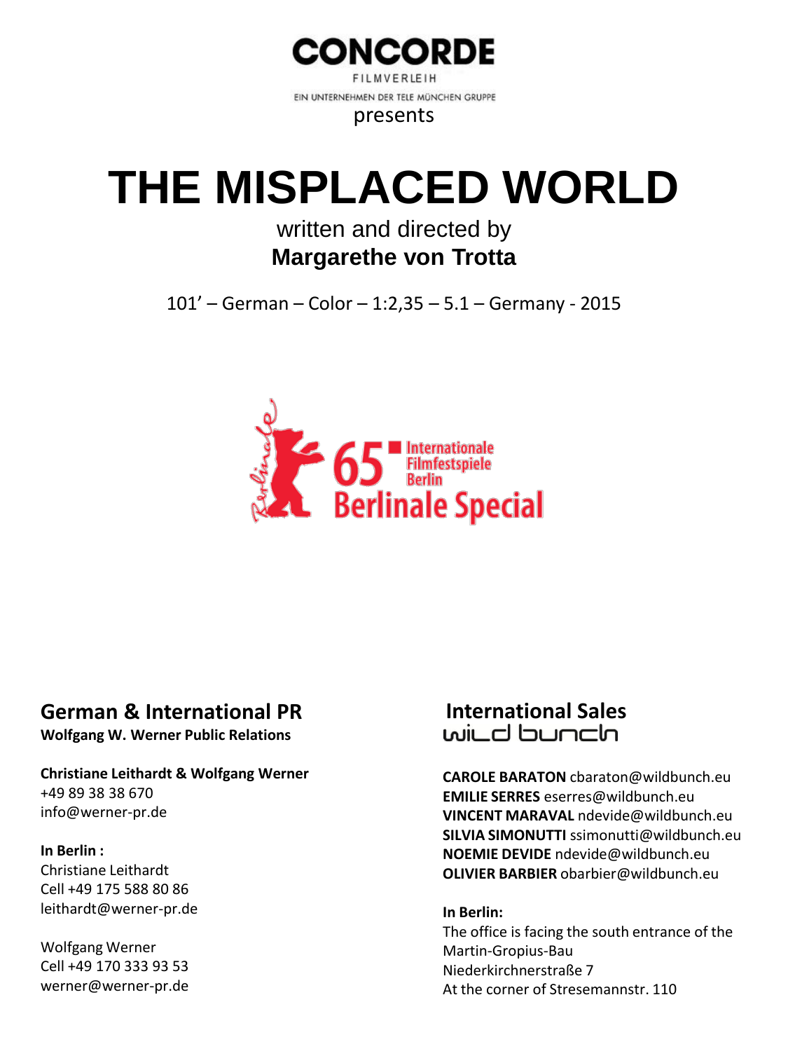**CONCORDE**

FILMVERLEIH

EIN UNTERNEHMEN DER TELE MÜNCHEN GRUPPE

presents

# THE MISPLACED WORLD

written and directed by

**Margarethe von Trotta**

101' – German – Color – 1:2,35 – 5.1 – Germany - 2015

Berlinale 65 Internationale Filmfestspiele Berlin

Berlinale Special

## German & International PR

**Wolfgang W. Werner Public Relations**

**Christiane Leithardt & Wolfgang Werner**
+49 89 38 38 670
info@werner-pr.de

**In Berlin :**
Christiane Leithardt
Cell +49 175 588 80 86
leithardt@werner-pr.de

Wolfgang Werner
Cell +49 170 333 93 53
werner@werner-pr.de

## International Sales

wild bunch

**CAROLE BARATON** cbaraton@wildbunch.eu
**EMILIE SERRES** eserres@wildbunch.eu
**VINCENT MARAVAL** ndevide@wildbunch.eu
**SILVIA SIMONUTTI** ssimonutti@wildbunch.eu
**NOEMIE DEVIDE** ndevide@wildbunch.eu
**OLIVIER BARBIER** obarbier@wildbunch.eu

**In Berlin:**
The office is facing the south entrance of the Martin-Gropius-Bau
Niederkirchnerstraße 7
At the corner of Stresemannstr. 110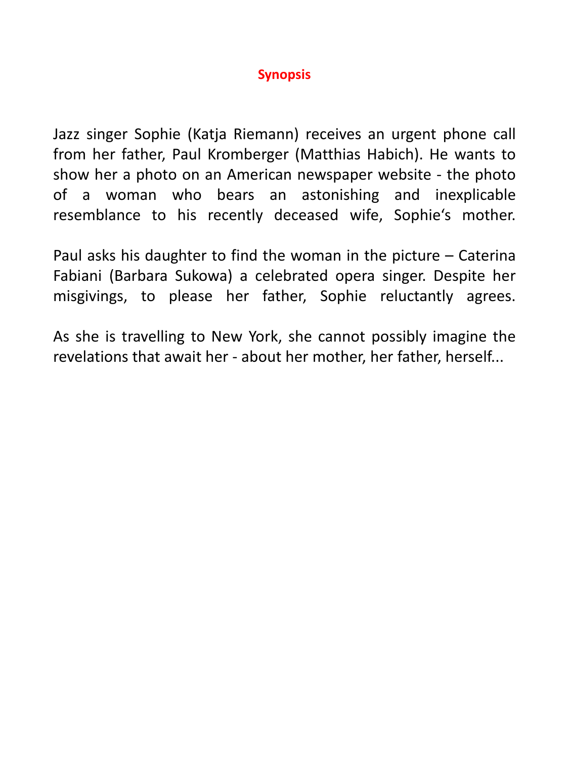## Synopsis

Jazz singer Sophie (Katja Riemann) receives an urgent phone call from her father, Paul Kromberger (Matthias Habich). He wants to show her a photo on an American newspaper website - the photo of a woman who bears an astonishing and inexplicable resemblance to his recently deceased wife, Sophie‘s mother.

Paul asks his daughter to find the woman in the picture – Caterina Fabiani (Barbara Sukowa) a celebrated opera singer. Despite her misgivings, to please her father, Sophie reluctantly agrees.

As she is travelling to New York, she cannot possibly imagine the revelations that await her - about her mother, her father, herself...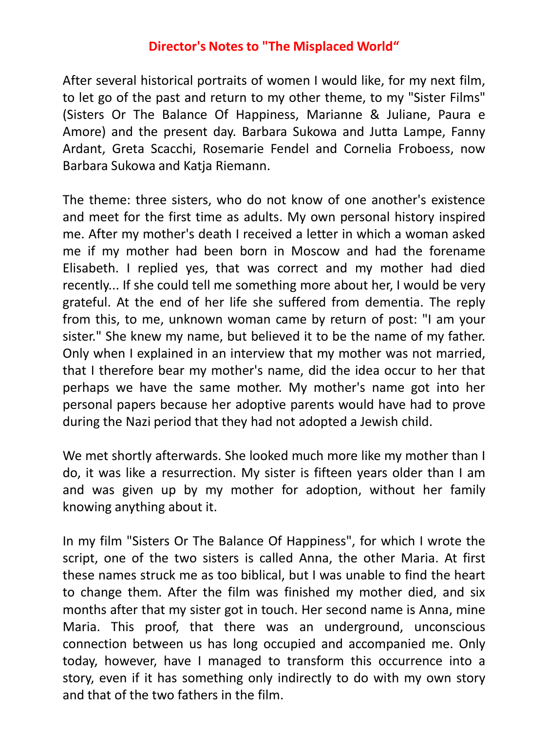# Director's Notes to "The Misplaced World"

After several historical portraits of women I would like, for my next film, to let go of the past and return to my other theme, to my "Sister Films" (Sisters Or The Balance Of Happiness, Marianne & Juliane, Paura e Amore) and the present day. Barbara Sukowa and Jutta Lampe, Fanny Ardant, Greta Scacchi, Rosemarie Fendel and Cornelia Froboess, now Barbara Sukowa and Katja Riemann.

The theme: three sisters, who do not know of one another's existence and meet for the first time as adults. My own personal history inspired me. After my mother's death I received a letter in which a woman asked me if my mother had been born in Moscow and had the forename Elisabeth. I replied yes, that was correct and my mother had died recently... If she could tell me something more about her, I would be very grateful. At the end of her life she suffered from dementia. The reply from this, to me, unknown woman came by return of post: "I am your sister." She knew my name, but believed it to be the name of my father. Only when I explained in an interview that my mother was not married, that I therefore bear my mother's name, did the idea occur to her that perhaps we have the same mother. My mother's name got into her personal papers because her adoptive parents would have had to prove during the Nazi period that they had not adopted a Jewish child.

We met shortly afterwards. She looked much more like my mother than I do, it was like a resurrection. My sister is fifteen years older than I am and was given up by my mother for adoption, without her family knowing anything about it.

In my film "Sisters Or The Balance Of Happiness", for which I wrote the script, one of the two sisters is called Anna, the other Maria. At first these names struck me as too biblical, but I was unable to find the heart to change them. After the film was finished my mother died, and six months after that my sister got in touch. Her second name is Anna, mine Maria. This proof, that there was an underground, unconscious connection between us has long occupied and accompanied me. Only today, however, have I managed to transform this occurrence into a story, even if it has something only indirectly to do with my own story and that of the two fathers in the film.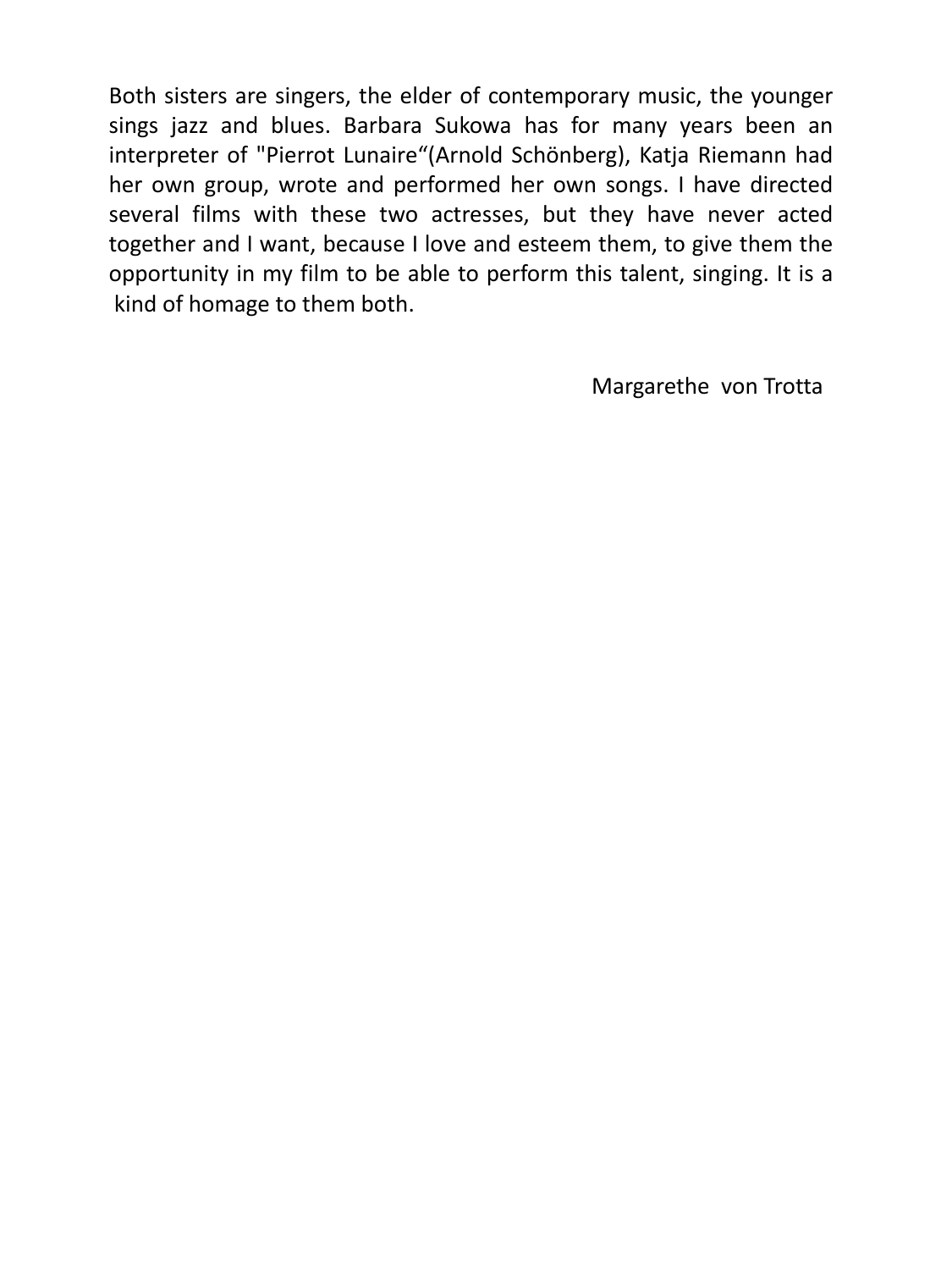Both sisters are singers, the elder of contemporary music, the younger sings jazz and blues. Barbara Sukowa has for many years been an interpreter of "Pierrot Lunaire“(Arnold Schönberg), Katja Riemann had her own group, wrote and performed her own songs. I have directed several films with these two actresses, but they have never acted together and I want, because I love and esteem them, to give them the opportunity in my film to be able to perform this talent, singing. It is a kind of homage to them both.

Margarethe von Trotta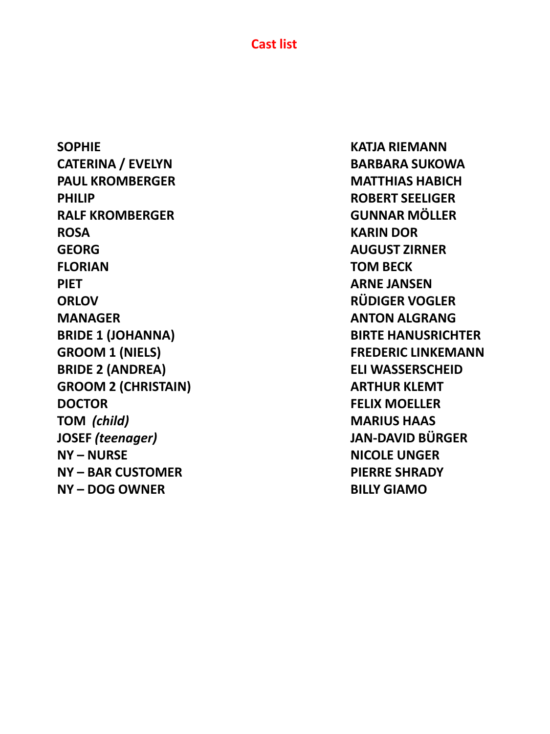# Cast list

| | |
|---|---|
| **SOPHIE** | **KATJA RIEMANN** |
| **CATERINA / EVELYN** | **BARBARA SUKOWA** |
| **PAUL KROMBERGER** | **MATTHIAS HABICH** |
| **PHILIP** | **ROBERT SEELIGER** |
| **RALF KROMBERGER** | **GUNNAR MÖLLER** |
| **ROSA** | **KARIN DOR** |
| **GEORG** | **AUGUST ZIRNER** |
| **FLORIAN** | **TOM BECK** |
| **PIET** | **ARNE JANSEN** |
| **ORLOV** | **RÜDIGER VOGLER** |
| **MANAGER** | **ANTON ALGRANG** |
| **BRIDE 1 (JOHANNA)** | **BIRTE HANUSRICHTER** |
| **GROOM 1 (NIELS)** | **FREDERIC LINKEMANN** |
| **BRIDE 2 (ANDREA)** | **ELI WASSERSCHEID** |
| **GROOM 2 (CHRISTAIN)** | **ARTHUR KLEMT** |
| **DOCTOR** | **FELIX MOELLER** |
| **TOM** ***(child)*** | **MARIUS HAAS** |
| **JOSEF** ***(teenager)*** | **JAN-DAVID BÜRGER** |
| **NY – NURSE** | **NICOLE UNGER** |
| **NY – BAR CUSTOMER** | **PIERRE SHRADY** |
| **NY – DOG OWNER** | **BILLY GIAMO** |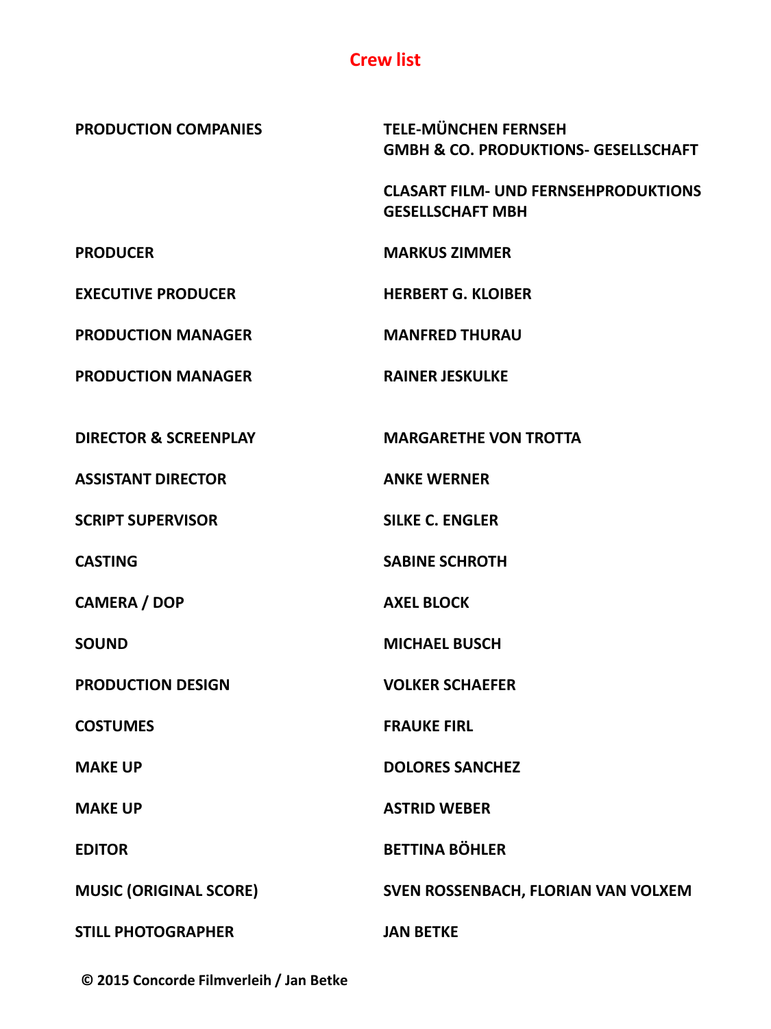# Crew list

| | |
|---|---|
| PRODUCTION COMPANIES | TELE-MÜNCHEN FERNSEH GMBH & CO. PRODUKTIONS- GESELLSCHAFT |
| | CLASART FILM- UND FERNSEHPRODUKTIONS GESELLSCHAFT MBH |
| PRODUCER | MARKUS ZIMMER |
| EXECUTIVE PRODUCER | HERBERT G. KLOIBER |
| PRODUCTION MANAGER | MANFRED THURAU |
| PRODUCTION MANAGER | RAINER JESKULKE |
| DIRECTOR & SCREENPLAY | MARGARETHE VON TROTTA |
| ASSISTANT DIRECTOR | ANKE WERNER |
| SCRIPT SUPERVISOR | SILKE C. ENGLER |
| CASTING | SABINE SCHROTH |
| CAMERA / DOP | AXEL BLOCK |
| SOUND | MICHAEL BUSCH |
| PRODUCTION DESIGN | VOLKER SCHAEFER |
| COSTUMES | FRAUKE FIRL |
| MAKE UP | DOLORES SANCHEZ |
| MAKE UP | ASTRID WEBER |
| EDITOR | BETTINA BÖHLER |
| MUSIC (ORIGINAL SCORE) | SVEN ROSSENBACH, FLORIAN VAN VOLXEM |
| STILL PHOTOGRAPHER | JAN BETKE |

**© 2015 Concorde Filmverleih / Jan Betke**